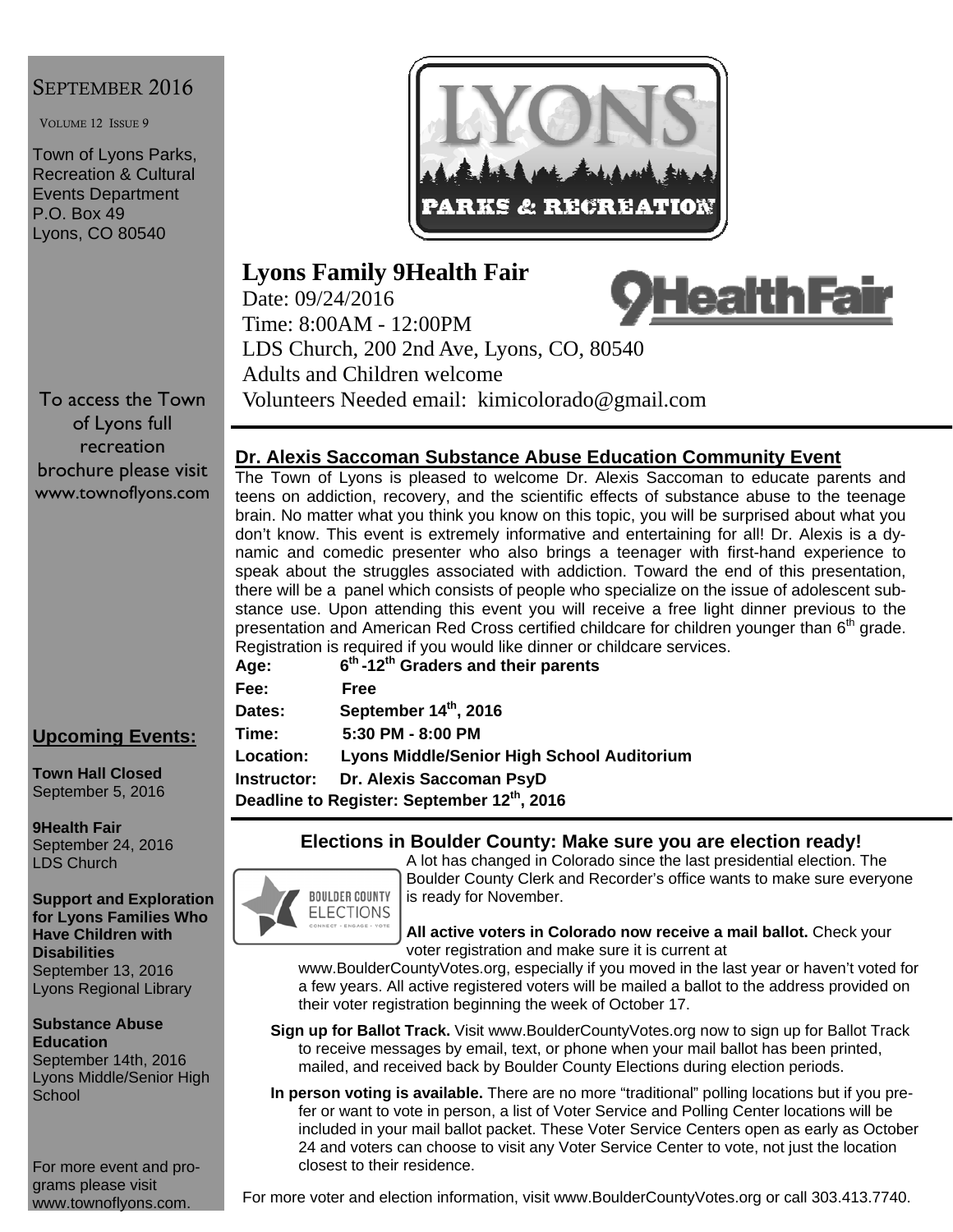SEPTEMBER 2016

VOLUME 12 ISSUE 9

Town of Lyons Parks, Recreation & Cultural Events Department
P.O. Box 49
Lyons, CO 80540

To access the Town of Lyons full recreation brochure please visit www.townoflyons.com

## Upcoming Events:

**Town Hall Closed**
September 5, 2016

**9Health Fair**
September 24, 2016
LDS Church

**Support and Exploration for Lyons Families Who Have Children with Disabilities**
September 13, 2016
Lyons Regional Library

**Substance Abuse Education**
September 14th, 2016
Lyons Middle/Senior High School

For more event and programs please visit www.townoflyons.com.

LYONS PARKS & RECREATION

## Lyons Family 9Health Fair

Date: 09/24/2016
Time: 8:00AM - 12:00PM
LDS Church, 200 2nd Ave, Lyons, CO, 80540
Adults and Children welcome
Volunteers Needed email: kimicolorado@gmail.com

## Dr. Alexis Saccoman Substance Abuse Education Community Event

The Town of Lyons is pleased to welcome Dr. Alexis Saccoman to educate parents and teens on addiction, recovery, and the scientific effects of substance abuse to the teenage brain. No matter what you think you know on this topic, you will be surprised about what you don't know. This event is extremely informative and entertaining for all! Dr. Alexis is a dynamic and comedic presenter who also brings a teenager with first-hand experience to speak about the struggles associated with addiction. Toward the end of this presentation, there will be a panel which consists of people who specialize on the issue of adolescent substance use. Upon attending this event you will receive a free light dinner previous to the presentation and American Red Cross certified childcare for children younger than 6th grade. Registration is required if you would like dinner or childcare services.

**Age:** 6th -12th Graders and their parents
**Fee:** Free
**Dates:** September 14th, 2016
**Time:** 5:30 PM - 8:00 PM
**Location:** Lyons Middle/Senior High School Auditorium
**Instructor:** Dr. Alexis Saccoman PsyD
**Deadline to Register: September 12th, 2016**

## Elections in Boulder County: Make sure you are election ready!

BOULDER COUNTY ELECTIONS — CONNECT · ENGAGE · VOTE

A lot has changed in Colorado since the last presidential election. The Boulder County Clerk and Recorder's office wants to make sure everyone is ready for November.

**All active voters in Colorado now receive a mail ballot.** Check your voter registration and make sure it is current at www.BoulderCountyVotes.org, especially if you moved in the last year or haven't voted for a few years. All active registered voters will be mailed a ballot to the address provided on their voter registration beginning the week of October 17.

**Sign up for Ballot Track.** Visit www.BoulderCountyVotes.org now to sign up for Ballot Track to receive messages by email, text, or phone when your mail ballot has been printed, mailed, and received back by Boulder County Elections during election periods.

**In person voting is available.** There are no more "traditional" polling locations but if you prefer or want to vote in person, a list of Voter Service and Polling Center locations will be included in your mail ballot packet. These Voter Service Centers open as early as October 24 and voters can choose to visit any Voter Service Center to vote, not just the location closest to their residence.

For more voter and election information, visit www.BoulderCountyVotes.org or call 303.413.7740.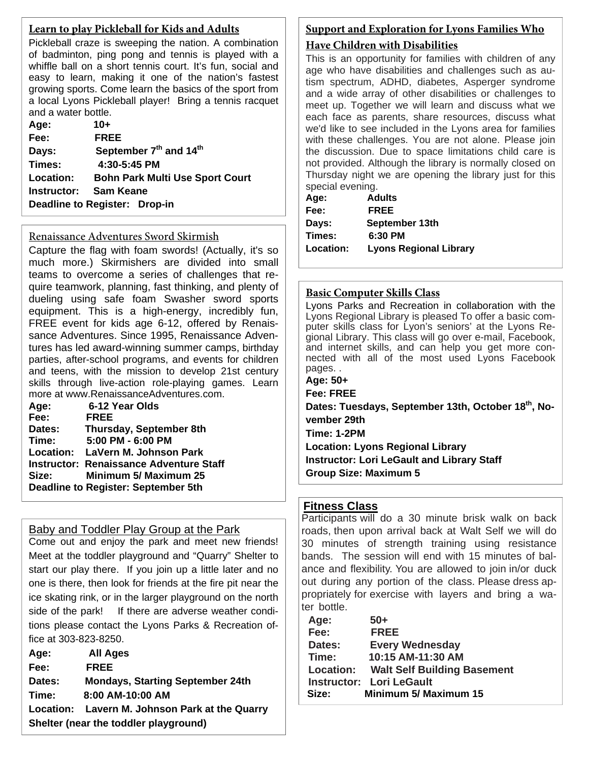## Learn to play Pickleball for Kids and Adults

Pickleball craze is sweeping the nation. A combination of badminton, ping pong and tennis is played with a whiffle ball on a short tennis court. It's fun, social and easy to learn, making it one of the nation's fastest growing sports. Come learn the basics of the sport from a local Lyons Pickleball player! Bring a tennis racquet and a water bottle.

**Age:** 10+
**Fee:** FREE
**Days:** September 7th and 14th
**Times:** 4:30-5:45 PM
**Location:** Bohn Park Multi Use Sport Court
**Instructor:** Sam Keane
**Deadline to Register:** Drop-in

## Renaissance Adventures Sword Skirmish

Capture the flag with foam swords! (Actually, it's so much more.) Skirmishers are divided into small teams to overcome a series of challenges that require teamwork, planning, fast thinking, and plenty of dueling using safe foam Swasher sword sports equipment. This is a high-energy, incredibly fun, FREE event for kids age 6-12, offered by Renaissance Adventures. Since 1995, Renaissance Adventures has led award-winning summer camps, birthday parties, after-school programs, and events for children and teens, with the mission to develop 21st century skills through live-action role-playing games. Learn more at www.RenaissanceAdventures.com.

**Age:** 6-12 Year Olds
**Fee:** FREE
**Dates:** Thursday, September 8th
**Time:** 5:00 PM - 6:00 PM
**Location:** LaVern M. Johnson Park
**Instructor:** Renaissance Adventure Staff
**Size:** Minimum 5/ Maximum 25
**Deadline to Register:** September 5th

## Baby and Toddler Play Group at the Park

Come out and enjoy the park and meet new friends! Meet at the toddler playground and "Quarry" Shelter to start our play there. If you join up a little later and no one is there, then look for friends at the fire pit near the ice skating rink, or in the larger playground on the north side of the park! If there are adverse weather conditions please contact the Lyons Parks & Recreation office at 303-823-8250.

**Age:** All Ages
**Fee:** FREE
**Dates:** Mondays, Starting September 24th
**Time:** 8:00 AM-10:00 AM
**Location:** Lavern M. Johnson Park at the Quarry Shelter (near the toddler playground)

## Support and Exploration for Lyons Families Who Have Children with Disabilities

This is an opportunity for families with children of any age who have disabilities and challenges such as autism spectrum, ADHD, diabetes, Asperger syndrome and a wide array of other disabilities or challenges to meet up. Together we will learn and discuss what we each face as parents, share resources, discuss what we'd like to see included in the Lyons area for families with these challenges. You are not alone. Please join the discussion. Due to space limitations child care is not provided. Although the library is normally closed on Thursday night we are opening the library just for this special evening.

**Age:** Adults
**Fee:** FREE
**Days:** September 13th
**Times:** 6:30 PM
**Location:** Lyons Regional Library

## Basic Computer Skills Class

Lyons Parks and Recreation in collaboration with the Lyons Regional Library is pleased To offer a basic computer skills class for Lyon's seniors' at the Lyons Regional Library. This class will go over e-mail, Facebook, and internet skills, and can help you get more connected with all of the most used Lyons Facebook pages. .

**Age: 50+**
**Fee: FREE**
**Dates: Tuesdays, September 13th, October 18th, November 29th**
**Time: 1-2PM**
**Location: Lyons Regional Library**
**Instructor: Lori LeGault and Library Staff**
**Group Size: Maximum 5**

## Fitness Class

Participants will do a 30 minute brisk walk on back roads, then upon arrival back at Walt Self we will do 30 minutes of strength training using resistance bands. The session will end with 15 minutes of balance and flexibility. You are allowed to join in/or duck out during any portion of the class. Please dress appropriately for exercise with layers and bring a water bottle.

**Age:** 50+
**Fee:** FREE
**Dates:** Every Wednesday
**Time:** 10:15 AM-11:30 AM
**Location:** Walt Self Building Basement
**Instructor:** Lori LeGault
**Size:** Minimum 5/ Maximum 15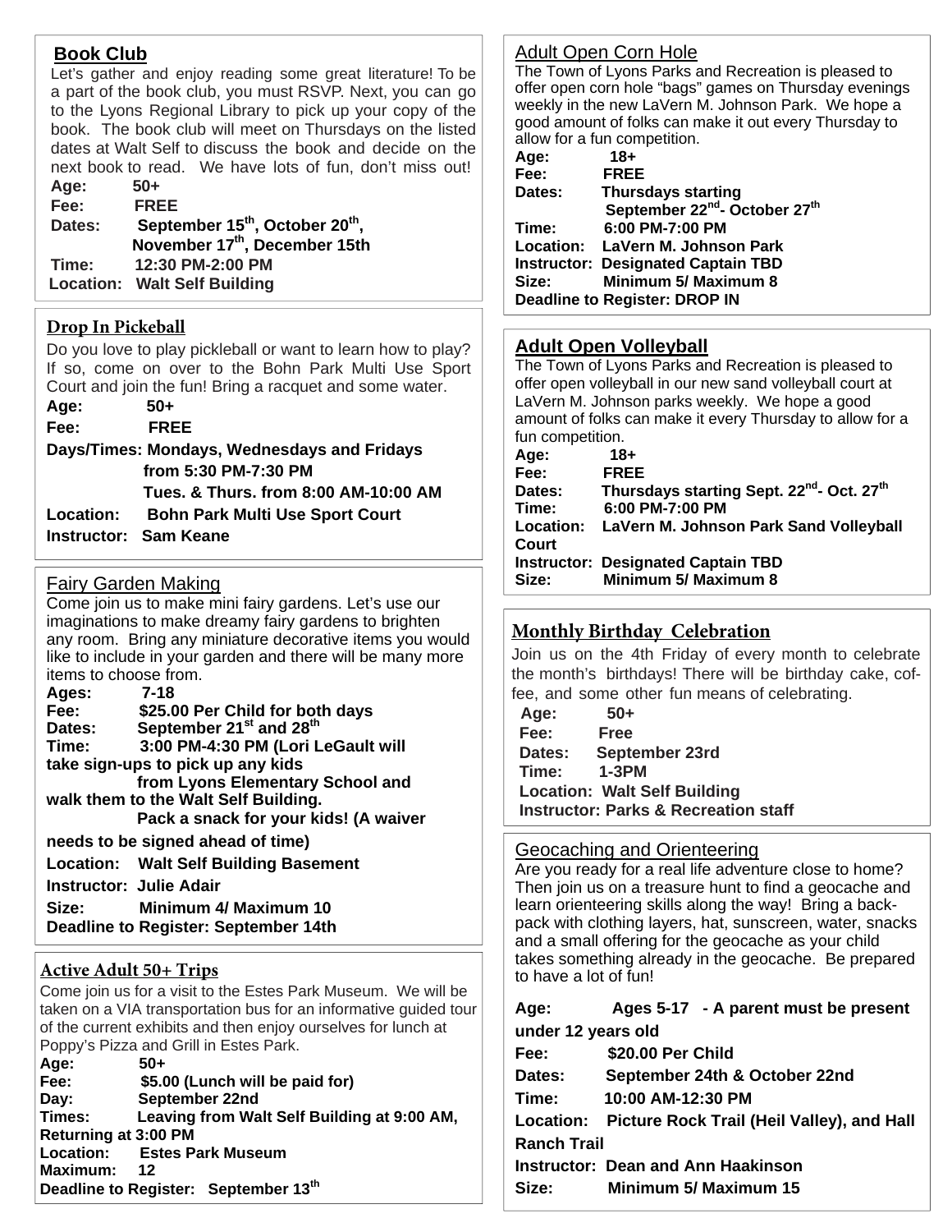## Book Club

Let's gather and enjoy reading some great literature! To be a part of the book club, you must RSVP. Next, you can go to the Lyons Regional Library to pick up your copy of the book. The book club will meet on Thursdays on the listed dates at Walt Self to discuss the book and decide on the next book to read. We have lots of fun, don't miss out!

**Age:** 50+
**Fee:** FREE
**Dates:** September 15th, October 20th, November 17th, December 15th
**Time:** 12:30 PM-2:00 PM
**Location:** Walt Self Building

## Drop In Pickeball

Do you love to play pickleball or want to learn how to play? If so, come on over to the Bohn Park Multi Use Sport Court and join the fun! Bring a racquet and some water.

**Age:** 50+
**Fee:** FREE
**Days/Times:** Mondays, Wednesdays and Fridays from 5:30 PM-7:30 PM
Tues. & Thurs. from 8:00 AM-10:00 AM
**Location:** Bohn Park Multi Use Sport Court
**Instructor:** Sam Keane

## Fairy Garden Making

Come join us to make mini fairy gardens. Let's use our imaginations to make dreamy fairy gardens to brighten any room. Bring any miniature decorative items you would like to include in your garden and there will be many more items to choose from.

**Ages:** 7-18
**Fee:** $25.00 Per Child for both days
**Dates:** September 21st and 28th
**Time:** 3:00 PM-4:30 PM (Lori LeGault will take sign-ups to pick up any kids from Lyons Elementary School and walk them to the Walt Self Building.
Pack a snack for your kids! (A waiver needs to be signed ahead of time)
**Location:** Walt Self Building Basement
**Instructor:** Julie Adair
**Size:** Minimum 4/ Maximum 10
**Deadline to Register:** September 14th

## Active Adult 50+ Trips

Come join us for a visit to the Estes Park Museum. We will be taken on a VIA transportation bus for an informative guided tour of the current exhibits and then enjoy ourselves for lunch at Poppy's Pizza and Grill in Estes Park.

**Age:** 50+
**Fee:** $5.00 (Lunch will be paid for)
**Day:** September 22nd
**Times:** Leaving from Walt Self Building at 9:00 AM, Returning at 3:00 PM
**Location:** Estes Park Museum
**Maximum:** 12
**Deadline to Register:** September 13th

## Adult Open Corn Hole

The Town of Lyons Parks and Recreation is pleased to offer open corn hole "bags" games on Thursday evenings weekly in the new LaVern M. Johnson Park. We hope a good amount of folks can make it out every Thursday to allow for a fun competition.

**Age:** 18+
**Fee:** FREE
**Dates:** Thursdays starting September 22nd- October 27th
**Time:** 6:00 PM-7:00 PM
**Location:** LaVern M. Johnson Park
**Instructor:** Designated Captain TBD
**Size:** Minimum 5/ Maximum 8
**Deadline to Register:** DROP IN

## Adult Open Volleyball

The Town of Lyons Parks and Recreation is pleased to offer open volleyball in our new sand volleyball court at LaVern M. Johnson parks weekly. We hope a good amount of folks can make it every Thursday to allow for a fun competition.

**Age:** 18+
**Fee:** FREE
**Dates:** Thursdays starting Sept. 22nd- Oct. 27th
**Time:** 6:00 PM-7:00 PM
**Location:** LaVern M. Johnson Park Sand Volleyball Court
**Instructor:** Designated Captain TBD
**Size:** Minimum 5/ Maximum 8

## Monthly Birthday Celebration

Join us on the 4th Friday of every month to celebrate the month's birthdays! There will be birthday cake, coffee, and some other fun means of celebrating.

**Age:** 50+
**Fee:** Free
**Dates:** September 23rd
**Time:** 1-3PM
**Location:** Walt Self Building
**Instructor:** Parks & Recreation staff

## Geocaching and Orienteering

Are you ready for a real life adventure close to home? Then join us on a treasure hunt to find a geocache and learn orienteering skills along the way! Bring a backpack with clothing layers, hat, sunscreen, water, snacks and a small offering for the geocache as your child takes something already in the geocache. Be prepared to have a lot of fun!

**Age:** Ages 5-17 - A parent must be present under 12 years old
**Fee:** $20.00 Per Child
**Dates:** September 24th & October 22nd
**Time:** 10:00 AM-12:30 PM
**Location:** Picture Rock Trail (Heil Valley), and Hall Ranch Trail
**Instructor:** Dean and Ann Haakinson
**Size:** Minimum 5/ Maximum 15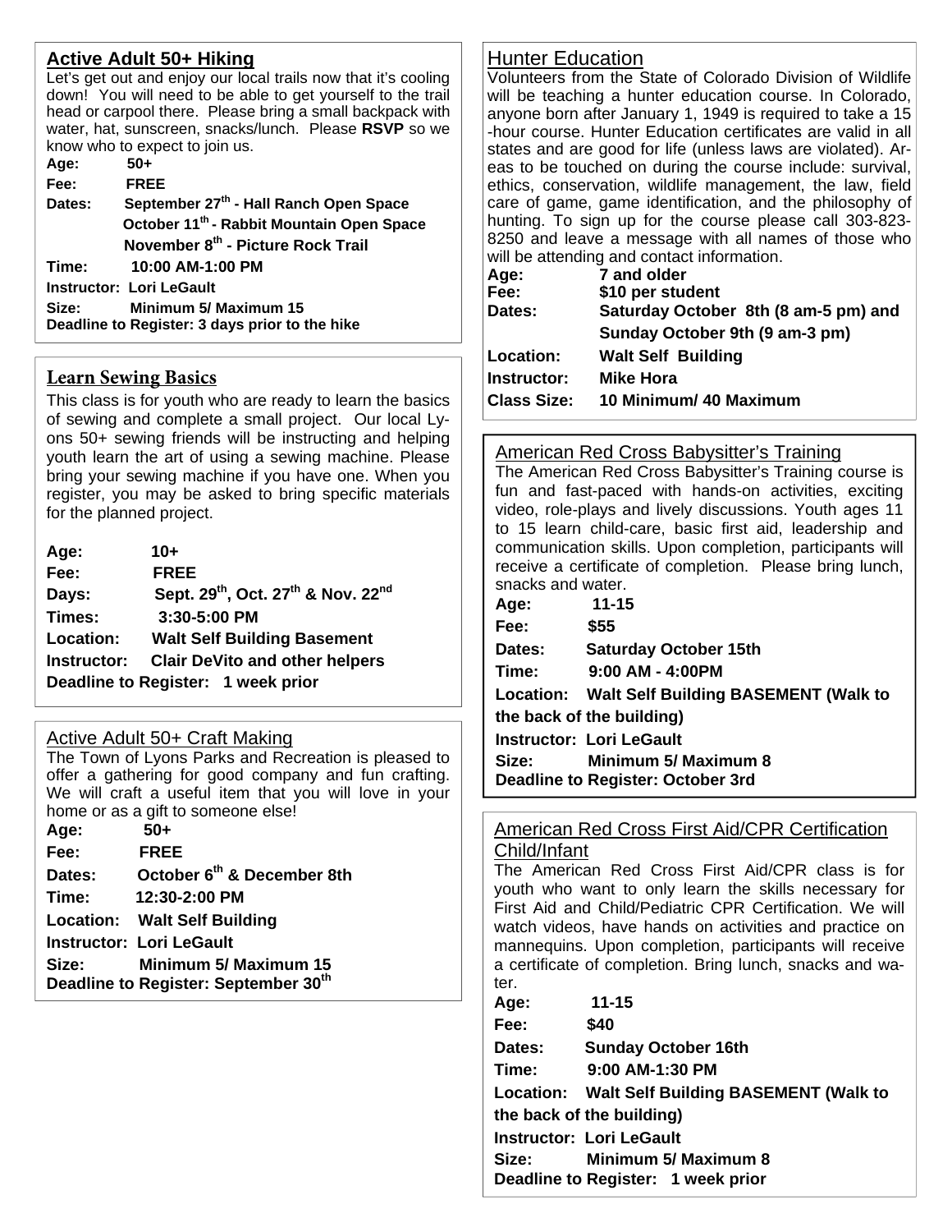## Active Adult 50+ Hiking

Let's get out and enjoy our local trails now that it's cooling down! You will need to be able to get yourself to the trail head or carpool there. Please bring a small backpack with water, hat, sunscreen, snacks/lunch. Please **RSVP** so we know who to expect to join us.

**Age:** 50+
**Fee:** FREE
**Dates:** September 27th - Hall Ranch Open Space
October 11th - Rabbit Mountain Open Space
November 8th - Picture Rock Trail
**Time:** 10:00 AM-1:00 PM
**Instructor:** Lori LeGault
**Size:** Minimum 5/ Maximum 15
**Deadline to Register:** 3 days prior to the hike

## Learn Sewing Basics

This class is for youth who are ready to learn the basics of sewing and complete a small project. Our local Lyons 50+ sewing friends will be instructing and helping youth learn the art of using a sewing machine. Please bring your sewing machine if you have one. When you register, you may be asked to bring specific materials for the planned project.

**Age:** 10+
**Fee:** FREE
**Days:** Sept. 29th, Oct. 27th & Nov. 22nd
**Times:** 3:30-5:00 PM
**Location:** Walt Self Building Basement
**Instructor:** Clair DeVito and other helpers
**Deadline to Register:** 1 week prior

## Active Adult 50+ Craft Making

The Town of Lyons Parks and Recreation is pleased to offer a gathering for good company and fun crafting. We will craft a useful item that you will love in your home or as a gift to someone else!

**Age:** 50+
**Fee:** FREE
**Dates:** October 6th & December 8th
**Time:** 12:30-2:00 PM
**Location:** Walt Self Building
**Instructor:** Lori LeGault
**Size:** Minimum 5/ Maximum 15
**Deadline to Register:** September 30th

## Hunter Education

Volunteers from the State of Colorado Division of Wildlife will be teaching a hunter education course. In Colorado, anyone born after January 1, 1949 is required to take a 15-hour course. Hunter Education certificates are valid in all states and are good for life (unless laws are violated). Areas to be touched on during the course include: survival, ethics, conservation, wildlife management, the law, field care of game, game identification, and the philosophy of hunting. To sign up for the course please call 303-823-8250 and leave a message with all names of those who will be attending and contact information.

**Age:** 7 and older
**Fee:** $10 per student
**Dates:** Saturday October 8th (8 am-5 pm) and Sunday October 9th (9 am-3 pm)
**Location:** Walt Self Building
**Instructor:** Mike Hora
**Class Size:** 10 Minimum/ 40 Maximum

## American Red Cross Babysitter's Training

The American Red Cross Babysitter's Training course is fun and fast-paced with hands-on activities, exciting video, role-plays and lively discussions. Youth ages 11 to 15 learn child-care, basic first aid, leadership and communication skills. Upon completion, participants will receive a certificate of completion. Please bring lunch, snacks and water.

**Age:** 11-15
**Fee:** $55
**Dates:** Saturday October 15th
**Time:** 9:00 AM - 4:00PM
**Location:** Walt Self Building BASEMENT (Walk to the back of the building)
**Instructor:** Lori LeGault
**Size:** Minimum 5/ Maximum 8
**Deadline to Register:** October 3rd

## American Red Cross First Aid/CPR Certification Child/Infant

The American Red Cross First Aid/CPR class is for youth who want to only learn the skills necessary for First Aid and Child/Pediatric CPR Certification. We will watch videos, have hands on activities and practice on mannequins. Upon completion, participants will receive a certificate of completion. Bring lunch, snacks and water.

**Age:** 11-15
**Fee:** $40
**Dates:** Sunday October 16th
**Time:** 9:00 AM-1:30 PM
**Location:** Walt Self Building BASEMENT (Walk to the back of the building)
**Instructor:** Lori LeGault
**Size:** Minimum 5/ Maximum 8
**Deadline to Register:** 1 week prior